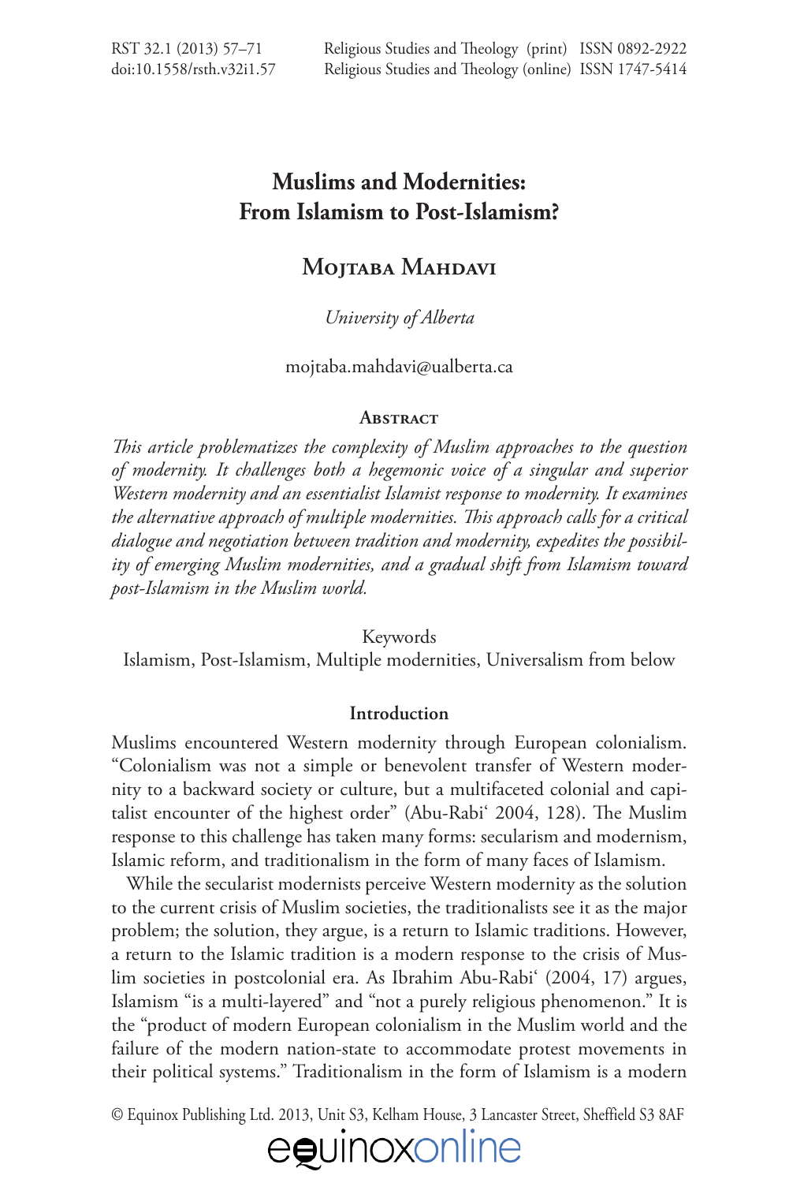# Muslims and Modernities: From Islamism to Post-Islamism?

## Mojtaba Mahdavi

*University of Alberta*

mojtaba.mahdavi@ualberta.ca

### Abstract

*This article problematizes the complexity of Muslim approaches to the question of modernity. It challenges both a hegemonic voice of a singular and superior Western modernity and an essentialist Islamist response to modernity. It examines the alternative approach of multiple modernities. This approach calls for a critical dialogue and negotiation between tradition and modernity, expedites the possibility of emerging Muslim modernities, and a gradual shift from Islamism toward post-Islamism in the Muslim world.*

Keywords

Islamism, Post-Islamism, Multiple modernities, Universalism from below

### Introduction

Muslims encountered Western modernity through European colonialism. "Colonialism was not a simple or benevolent transfer of Western modernity to a backward society or culture, but a multifaceted colonial and capitalist encounter of the highest order" (Abu-Rabi' 2004, 128). The Muslim response to this challenge has taken many forms: secularism and modernism, Islamic reform, and traditionalism in the form of many faces of Islamism.

While the secularist modernists perceive Western modernity as the solution to the current crisis of Muslim societies, the traditionalists see it as the major problem; the solution, they argue, is a return to Islamic traditions. However, a return to the Islamic tradition is a modern response to the crisis of Muslim societies in postcolonial era. As Ibrahim Abu-Rabi' (2004, 17) argues, Islamism "is a multi-layered" and "not a purely religious phenomenon." It is the "product of modern European colonialism in the Muslim world and the failure of the modern nation-state to accommodate protest movements in their political systems." Traditionalism in the form of Islamism is a modern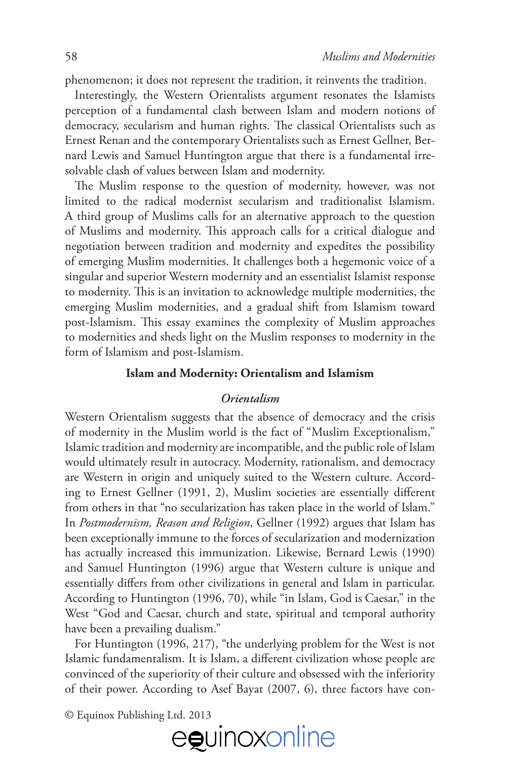phenomenon; it does not represent the tradition, it reinvents the tradition.

Interestingly, the Western Orientalists argument resonates the Islamists perception of a fundamental clash between Islam and modern notions of democracy, secularism and human rights. The classical Orientalists such as Ernest Renan and the contemporary Orientalists such as Ernest Gellner, Bernard Lewis and Samuel Huntington argue that there is a fundamental irresolvable clash of values between Islam and modernity.

The Muslim response to the question of modernity, however, was not limited to the radical modernist secularism and traditionalist Islamism. A third group of Muslims calls for an alternative approach to the question of Muslims and modernity. This approach calls for a critical dialogue and negotiation between tradition and modernity and expedites the possibility of emerging Muslim modernities. It challenges both a hegemonic voice of a singular and superior Western modernity and an essentialist Islamist response to modernity. This is an invitation to acknowledge multiple modernities, the emerging Muslim modernities, and a gradual shift from Islamism toward post-Islamism. This essay examines the complexity of Muslim approaches to modernities and sheds light on the Muslim responses to modernity in the form of Islamism and post-Islamism.

## Islam and Modernity: Orientalism and Islamism

### *Orientalism*

Western Orientalism suggests that the absence of democracy and the crisis of modernity in the Muslim world is the fact of "Muslim Exceptionalism," Islamic tradition and modernity are incompatible, and the public role of Islam would ultimately result in autocracy. Modernity, rationalism, and democracy are Western in origin and uniquely suited to the Western culture. According to Ernest Gellner (1991, 2), Muslim societies are essentially different from others in that "no secularization has taken place in the world of Islam." In *Postmodernism, Reason and Religion*, Gellner (1992) argues that Islam has been exceptionally immune to the forces of secularization and modernization has actually increased this immunization. Likewise, Bernard Lewis (1990) and Samuel Huntington (1996) argue that Western culture is unique and essentially differs from other civilizations in general and Islam in particular. According to Huntington (1996, 70), while "in Islam, God is Caesar," in the West "God and Caesar, church and state, spiritual and temporal authority have been a prevailing dualism."

For Huntington (1996, 217), "the underlying problem for the West is not Islamic fundamentalism. It is Islam, a different civilization whose people are convinced of the superiority of their culture and obsessed with the inferiority of their power. According to Asef Bayat (2007, 6), three factors have con-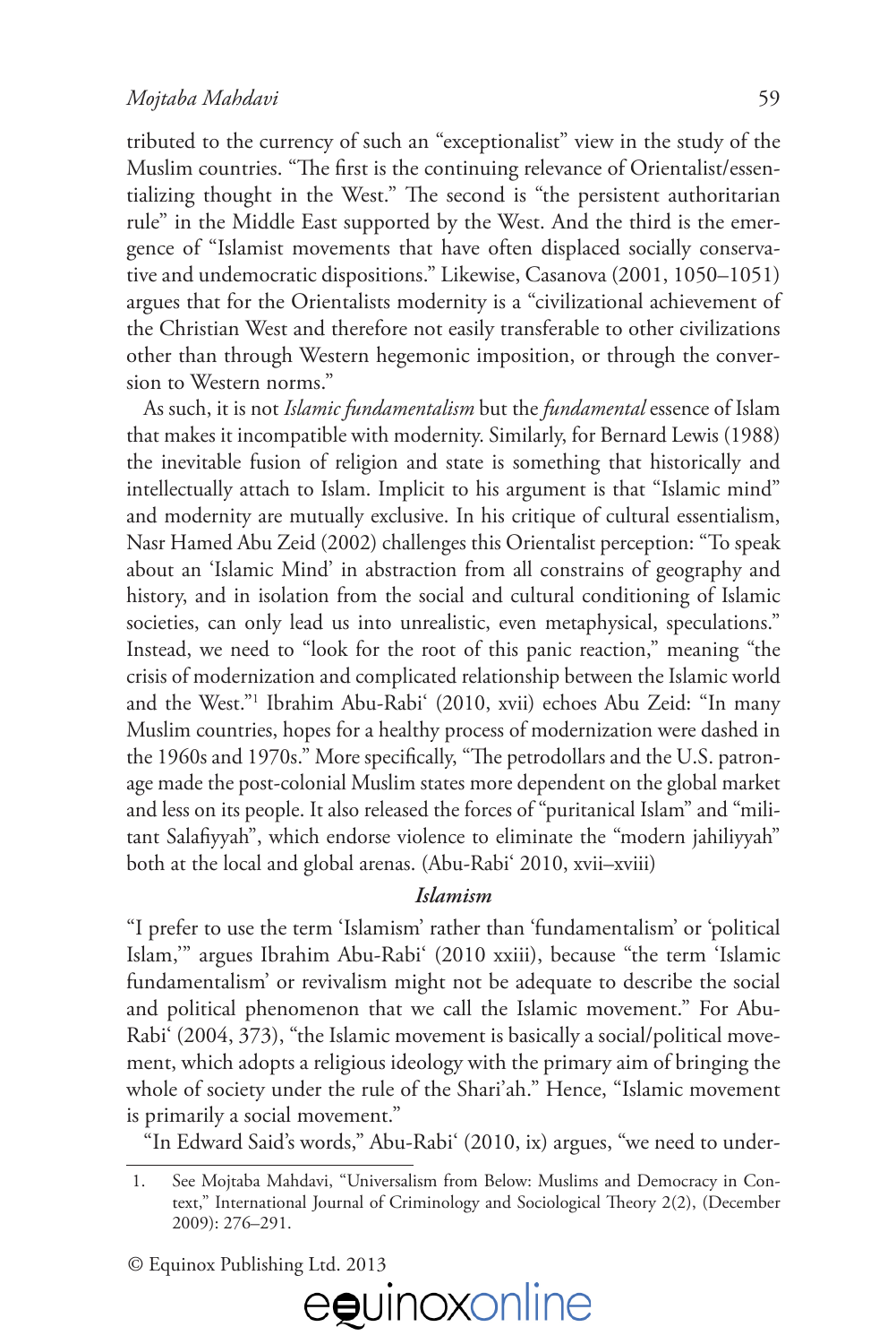tributed to the currency of such an "exceptionalist" view in the study of the Muslim countries. "The first is the continuing relevance of Orientalist/essentializing thought in the West." The second is "the persistent authoritarian rule" in the Middle East supported by the West. And the third is the emergence of "Islamist movements that have often displaced socially conservative and undemocratic dispositions." Likewise, Casanova (2001, 1050–1051) argues that for the Orientalists modernity is a "civilizational achievement of the Christian West and therefore not easily transferable to other civilizations other than through Western hegemonic imposition, or through the conversion to Western norms."

As such, it is not *Islamic fundamentalism* but the *fundamental* essence of Islam that makes it incompatible with modernity. Similarly, for Bernard Lewis (1988) the inevitable fusion of religion and state is something that historically and intellectually attach to Islam. Implicit to his argument is that "Islamic mind" and modernity are mutually exclusive. In his critique of cultural essentialism, Nasr Hamed Abu Zeid (2002) challenges this Orientalist perception: "To speak about an 'Islamic Mind' in abstraction from all constrains of geography and history, and in isolation from the social and cultural conditioning of Islamic societies, can only lead us into unrealistic, even metaphysical, speculations." Instead, we need to "look for the root of this panic reaction," meaning "the crisis of modernization and complicated relationship between the Islamic world and the West."[1] Ibrahim Abu-Rabi' (2010, xvii) echoes Abu Zeid: "In many Muslim countries, hopes for a healthy process of modernization were dashed in the 1960s and 1970s." More specifically, "The petrodollars and the U.S. patronage made the post-colonial Muslim states more dependent on the global market and less on its people. It also released the forces of "puritanical Islam" and "militant Salafiyyah", which endorse violence to eliminate the "modern jahiliyyah" both at the local and global arenas. (Abu-Rabi' 2010, xvii–xviii)

### *Islamism*

"I prefer to use the term 'Islamism' rather than 'fundamentalism' or 'political Islam,'" argues Ibrahim Abu-Rabi' (2010 xxiii), because "the term 'Islamic fundamentalism' or revivalism might not be adequate to describe the social and political phenomenon that we call the Islamic movement." For Abu-Rabi' (2004, 373), "the Islamic movement is basically a social/political movement, which adopts a religious ideology with the primary aim of bringing the whole of society under the rule of the Shari'ah." Hence, "Islamic movement is primarily a social movement."

"In Edward Said's words," Abu-Rabi' (2010, ix) argues, "we need to under-

---

1. See Mojtaba Mahdavi, "Universalism from Below: Muslims and Democracy in Context," International Journal of Criminology and Sociological Theory 2(2), (December 2009): 276–291.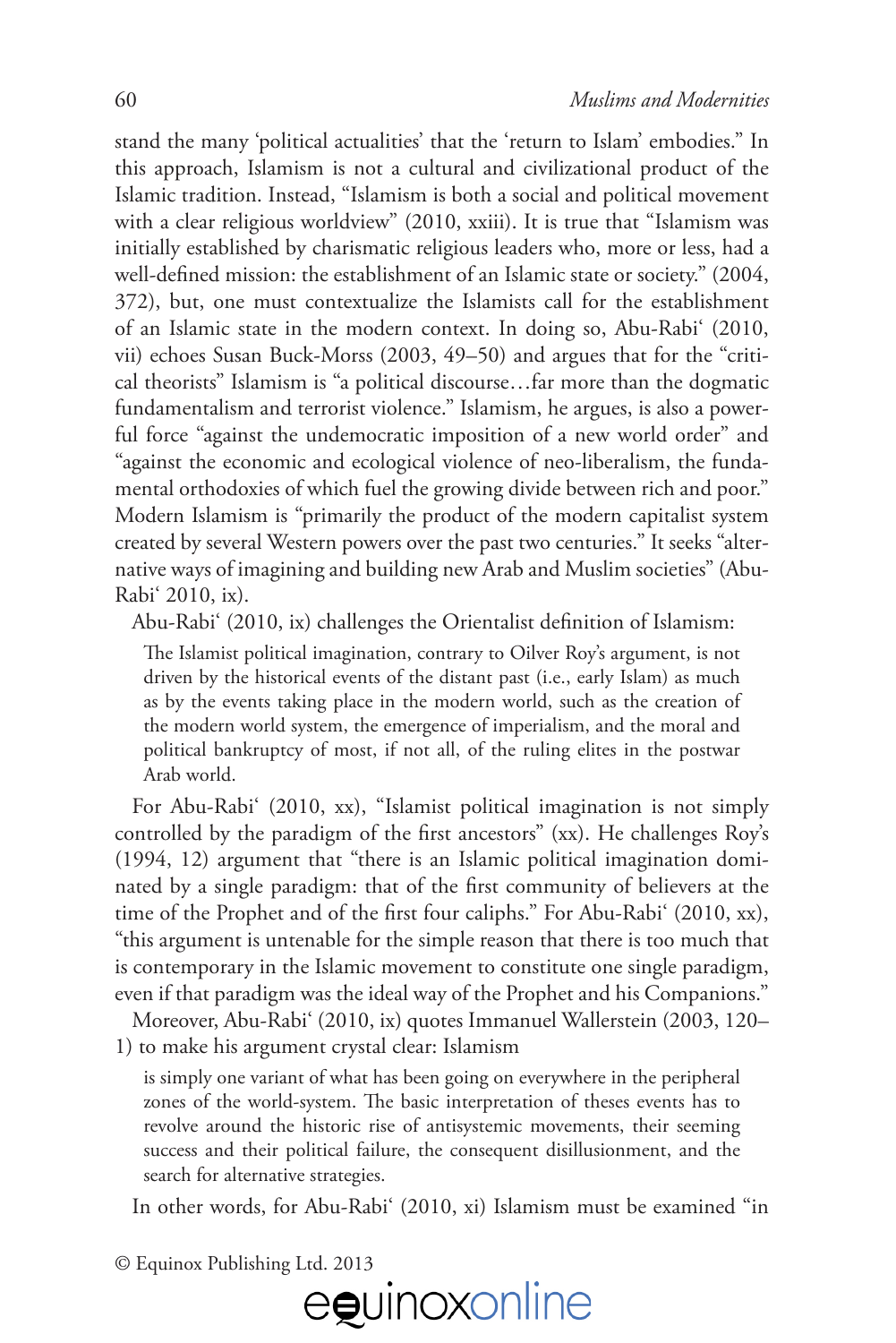stand the many 'political actualities' that the 'return to Islam' embodies." In this approach, Islamism is not a cultural and civilizational product of the Islamic tradition. Instead, "Islamism is both a social and political movement with a clear religious worldview" (2010, xxiii). It is true that "Islamism was initially established by charismatic religious leaders who, more or less, had a well-defined mission: the establishment of an Islamic state or society." (2004, 372), but, one must contextualize the Islamists call for the establishment of an Islamic state in the modern context. In doing so, Abu-Rabi' (2010, vii) echoes Susan Buck-Morss (2003, 49–50) and argues that for the "critical theorists" Islamism is "a political discourse…far more than the dogmatic fundamentalism and terrorist violence." Islamism, he argues, is also a powerful force "against the undemocratic imposition of a new world order" and "against the economic and ecological violence of neo-liberalism, the fundamental orthodoxies of which fuel the growing divide between rich and poor." Modern Islamism is "primarily the product of the modern capitalist system created by several Western powers over the past two centuries." It seeks "alternative ways of imagining and building new Arab and Muslim societies" (Abu-Rabi' 2010, ix).

Abu-Rabi' (2010, ix) challenges the Orientalist definition of Islamism:

> The Islamist political imagination, contrary to Oilver Roy's argument, is not driven by the historical events of the distant past (i.e., early Islam) as much as by the events taking place in the modern world, such as the creation of the modern world system, the emergence of imperialism, and the moral and political bankruptcy of most, if not all, of the ruling elites in the postwar Arab world.

For Abu-Rabi' (2010, xx), "Islamist political imagination is not simply controlled by the paradigm of the first ancestors" (xx). He challenges Roy's (1994, 12) argument that "there is an Islamic political imagination dominated by a single paradigm: that of the first community of believers at the time of the Prophet and of the first four caliphs." For Abu-Rabi' (2010, xx), "this argument is untenable for the simple reason that there is too much that is contemporary in the Islamic movement to constitute one single paradigm, even if that paradigm was the ideal way of the Prophet and his Companions."

Moreover, Abu-Rabi' (2010, ix) quotes Immanuel Wallerstein (2003, 120–1) to make his argument crystal clear: Islamism

> is simply one variant of what has been going on everywhere in the peripheral zones of the world-system. The basic interpretation of theses events has to revolve around the historic rise of antisystemic movements, their seeming success and their political failure, the consequent disillusionment, and the search for alternative strategies.

In other words, for Abu-Rabi' (2010, xi) Islamism must be examined "in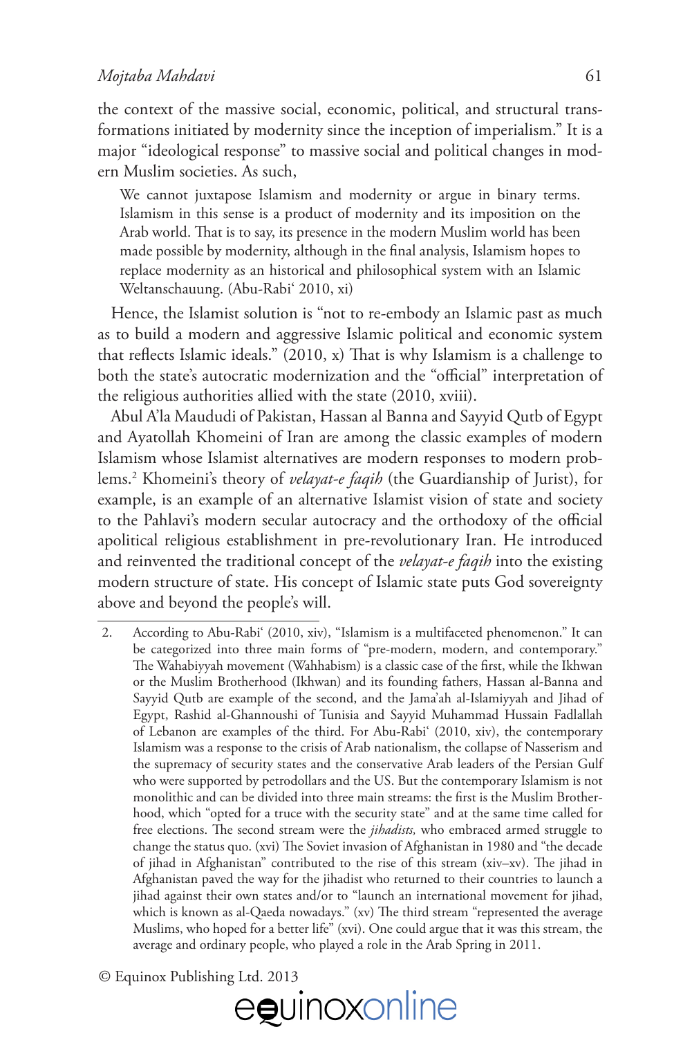the context of the massive social, economic, political, and structural transformations initiated by modernity since the inception of imperialism." It is a major "ideological response" to massive social and political changes in modern Muslim societies. As such,

> We cannot juxtapose Islamism and modernity or argue in binary terms. Islamism in this sense is a product of modernity and its imposition on the Arab world. That is to say, its presence in the modern Muslim world has been made possible by modernity, although in the final analysis, Islamism hopes to replace modernity as an historical and philosophical system with an Islamic Weltanschauung. (Abu-Rabi' 2010, xi)

Hence, the Islamist solution is "not to re-embody an Islamic past as much as to build a modern and aggressive Islamic political and economic system that reflects Islamic ideals." (2010, x) That is why Islamism is a challenge to both the state's autocratic modernization and the "official" interpretation of the religious authorities allied with the state (2010, xviii).

Abul A'la Maududi of Pakistan, Hassan al Banna and Sayyid Qutb of Egypt and Ayatollah Khomeini of Iran are among the classic examples of modern Islamism whose Islamist alternatives are modern responses to modern problems.[2] Khomeini's theory of *velayat-e faqih* (the Guardianship of Jurist), for example, is an example of an alternative Islamist vision of state and society to the Pahlavi's modern secular autocracy and the orthodoxy of the official apolitical religious establishment in pre-revolutionary Iran. He introduced and reinvented the traditional concept of the *velayat-e faqih* into the existing modern structure of state. His concept of Islamic state puts God sovereignty above and beyond the people's will.

---

2. According to Abu-Rabi' (2010, xiv), "Islamism is a multifaceted phenomenon." It can be categorized into three main forms of "pre-modern, modern, and contemporary." The Wahabiyyah movement (Wahhabism) is a classic case of the first, while the Ikhwan or the Muslim Brotherhood (Ikhwan) and its founding fathers, Hassan al-Banna and Sayyid Qutb are example of the second, and the Jama'ah al-Islamiyyah and Jihad of Egypt, Rashid al-Ghannoushi of Tunisia and Sayyid Muhammad Hussain Fadlallah of Lebanon are examples of the third. For Abu-Rabi' (2010, xiv), the contemporary Islamism was a response to the crisis of Arab nationalism, the collapse of Nasserism and the supremacy of security states and the conservative Arab leaders of the Persian Gulf who were supported by petrodollars and the US. But the contemporary Islamism is not monolithic and can be divided into three main streams: the first is the Muslim Brotherhood, which "opted for a truce with the security state" and at the same time called for free elections. The second stream were the *jihadists,* who embraced armed struggle to change the status quo. (xvi) The Soviet invasion of Afghanistan in 1980 and "the decade of jihad in Afghanistan" contributed to the rise of this stream (xiv–xv). The jihad in Afghanistan paved the way for the jihadist who returned to their countries to launch a jihad against their own states and/or to "launch an international movement for jihad, which is known as al-Qaeda nowadays." (xv) The third stream "represented the average Muslims, who hoped for a better life" (xvi). One could argue that it was this stream, the average and ordinary people, who played a role in the Arab Spring in 2011.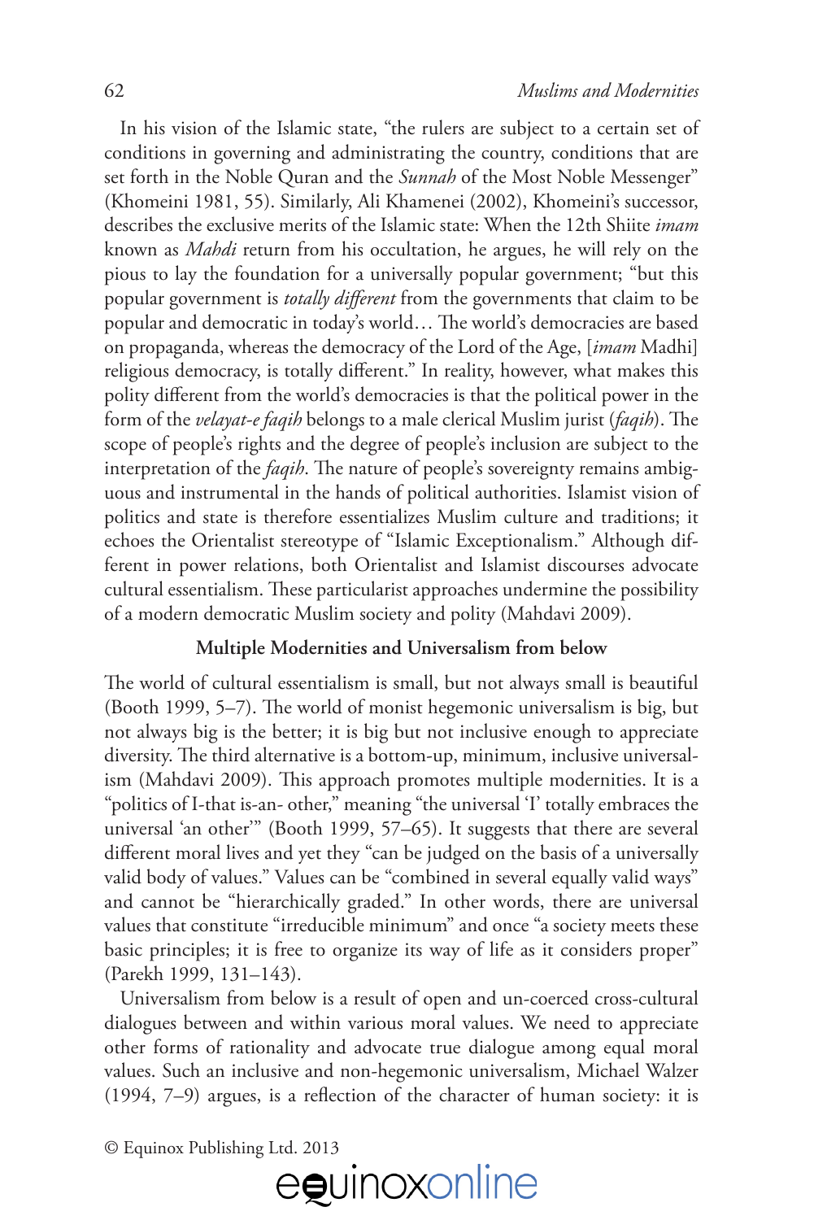In his vision of the Islamic state, "the rulers are subject to a certain set of conditions in governing and administrating the country, conditions that are set forth in the Noble Quran and the *Sunnah* of the Most Noble Messenger" (Khomeini 1981, 55). Similarly, Ali Khamenei (2002), Khomeini's successor, describes the exclusive merits of the Islamic state: When the 12th Shiite *imam* known as *Mahdi* return from his occultation, he argues, he will rely on the pious to lay the foundation for a universally popular government; "but this popular government is *totally different* from the governments that claim to be popular and democratic in today's world… The world's democracies are based on propaganda, whereas the democracy of the Lord of the Age, [*imam* Madhi] religious democracy, is totally different." In reality, however, what makes this polity different from the world's democracies is that the political power in the form of the *velayat-e faqih* belongs to a male clerical Muslim jurist (*faqih*). The scope of people's rights and the degree of people's inclusion are subject to the interpretation of the *faqih*. The nature of people's sovereignty remains ambiguous and instrumental in the hands of political authorities. Islamist vision of politics and state is therefore essentializes Muslim culture and traditions; it echoes the Orientalist stereotype of "Islamic Exceptionalism." Although different in power relations, both Orientalist and Islamist discourses advocate cultural essentialism. These particularist approaches undermine the possibility of a modern democratic Muslim society and polity (Mahdavi 2009).

## Multiple Modernities and Universalism from below

The world of cultural essentialism is small, but not always small is beautiful (Booth 1999, 5–7). The world of monist hegemonic universalism is big, but not always big is the better; it is big but not inclusive enough to appreciate diversity. The third alternative is a bottom-up, minimum, inclusive universalism (Mahdavi 2009). This approach promotes multiple modernities. It is a "politics of I-that is-an- other," meaning "the universal 'I' totally embraces the universal 'an other'" (Booth 1999, 57–65). It suggests that there are several different moral lives and yet they "can be judged on the basis of a universally valid body of values." Values can be "combined in several equally valid ways" and cannot be "hierarchically graded." In other words, there are universal values that constitute "irreducible minimum" and once "a society meets these basic principles; it is free to organize its way of life as it considers proper" (Parekh 1999, 131–143).

Universalism from below is a result of open and un-coerced cross-cultural dialogues between and within various moral values. We need to appreciate other forms of rationality and advocate true dialogue among equal moral values. Such an inclusive and non-hegemonic universalism, Michael Walzer (1994, 7–9) argues, is a reflection of the character of human society: it is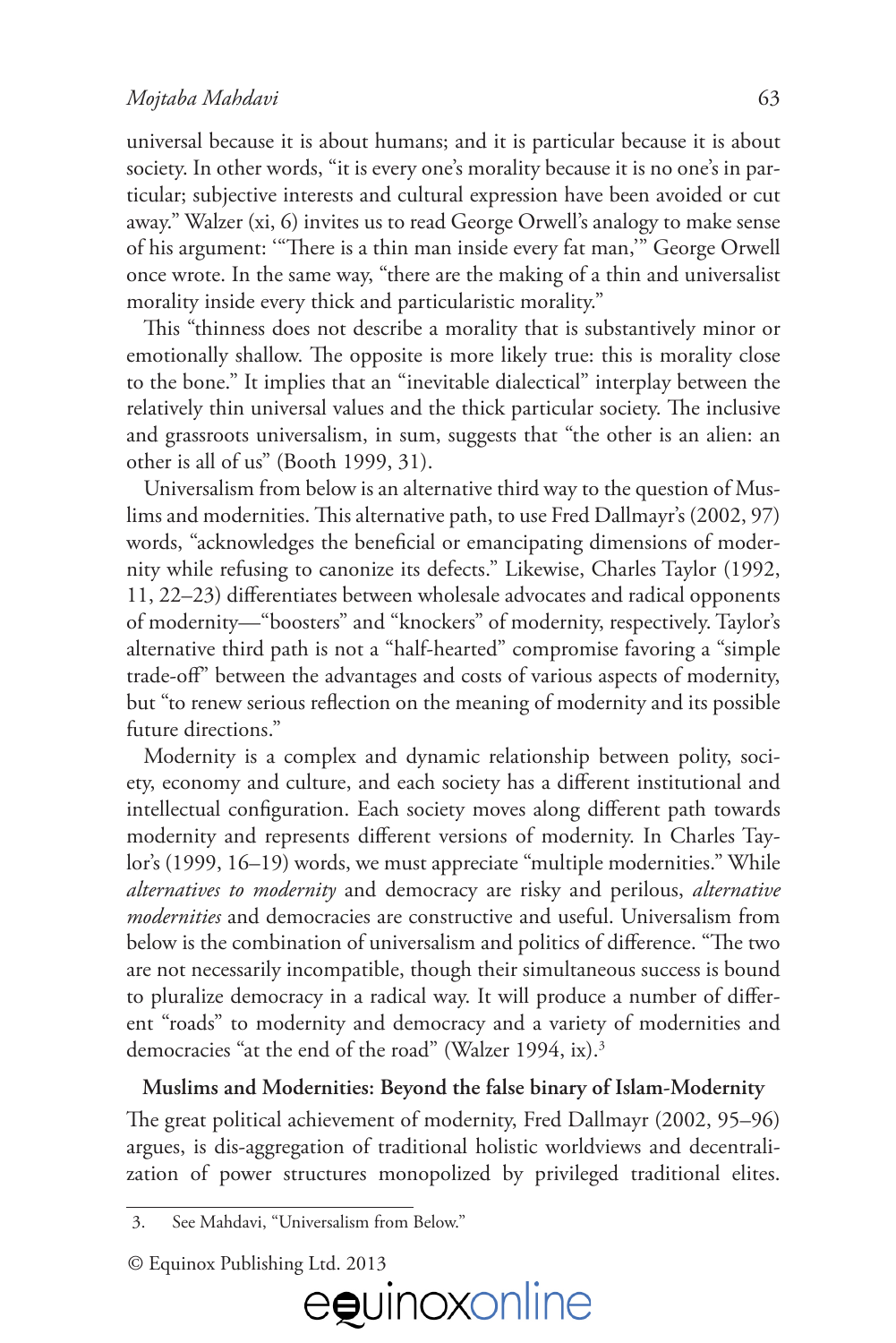universal because it is about humans; and it is particular because it is about society. In other words, "it is every one's morality because it is no one's in particular; subjective interests and cultural expression have been avoided or cut away." Walzer (xi, 6) invites us to read George Orwell's analogy to make sense of his argument: '"There is a thin man inside every fat man,'" George Orwell once wrote. In the same way, "there are the making of a thin and universalist morality inside every thick and particularistic morality."

This "thinness does not describe a morality that is substantively minor or emotionally shallow. The opposite is more likely true: this is morality close to the bone." It implies that an "inevitable dialectical" interplay between the relatively thin universal values and the thick particular society. The inclusive and grassroots universalism, in sum, suggests that "the other is an alien: an other is all of us" (Booth 1999, 31).

Universalism from below is an alternative third way to the question of Muslims and modernities. This alternative path, to use Fred Dallmayr's (2002, 97) words, "acknowledges the beneficial or emancipating dimensions of modernity while refusing to canonize its defects." Likewise, Charles Taylor (1992, 11, 22–23) differentiates between wholesale advocates and radical opponents of modernity—"boosters" and "knockers" of modernity, respectively. Taylor's alternative third path is not a "half-hearted" compromise favoring a "simple trade-off" between the advantages and costs of various aspects of modernity, but "to renew serious reflection on the meaning of modernity and its possible future directions."

Modernity is a complex and dynamic relationship between polity, society, economy and culture, and each society has a different institutional and intellectual configuration. Each society moves along different path towards modernity and represents different versions of modernity. In Charles Taylor's (1999, 16–19) words, we must appreciate "multiple modernities." While *alternatives to modernity* and democracy are risky and perilous, *alternative modernities* and democracies are constructive and useful. Universalism from below is the combination of universalism and politics of difference. "The two are not necessarily incompatible, though their simultaneous success is bound to pluralize democracy in a radical way. It will produce a number of different "roads" to modernity and democracy and a variety of modernities and democracies "at the end of the road" (Walzer 1994, ix).[3]

**Muslims and Modernities: Beyond the false binary of Islam-Modernity**

The great political achievement of modernity, Fred Dallmayr (2002, 95–96) argues, is dis-aggregation of traditional holistic worldviews and decentralization of power structures monopolized by privileged traditional elites.

3. See Mahdavi, "Universalism from Below."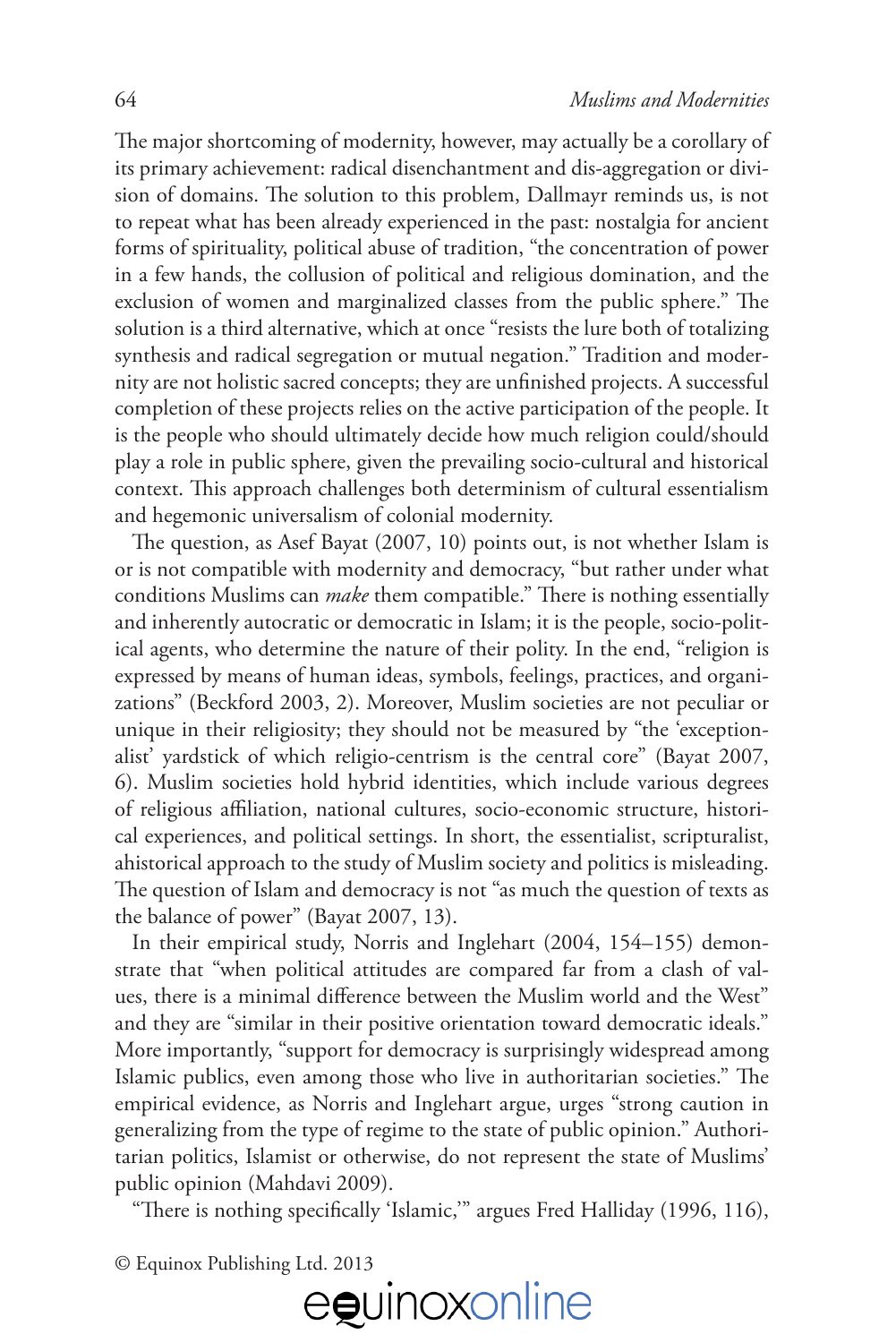The major shortcoming of modernity, however, may actually be a corollary of its primary achievement: radical disenchantment and dis-aggregation or division of domains. The solution to this problem, Dallmayr reminds us, is not to repeat what has been already experienced in the past: nostalgia for ancient forms of spirituality, political abuse of tradition, "the concentration of power in a few hands, the collusion of political and religious domination, and the exclusion of women and marginalized classes from the public sphere." The solution is a third alternative, which at once "resists the lure both of totalizing synthesis and radical segregation or mutual negation." Tradition and modernity are not holistic sacred concepts; they are unfinished projects. A successful completion of these projects relies on the active participation of the people. It is the people who should ultimately decide how much religion could/should play a role in public sphere, given the prevailing socio-cultural and historical context. This approach challenges both determinism of cultural essentialism and hegemonic universalism of colonial modernity.

The question, as Asef Bayat (2007, 10) points out, is not whether Islam is or is not compatible with modernity and democracy, "but rather under what conditions Muslims can *make* them compatible." There is nothing essentially and inherently autocratic or democratic in Islam; it is the people, socio-political agents, who determine the nature of their polity. In the end, "religion is expressed by means of human ideas, symbols, feelings, practices, and organizations" (Beckford 2003, 2). Moreover, Muslim societies are not peculiar or unique in their religiosity; they should not be measured by "the 'exceptionalist' yardstick of which religio-centrism is the central core" (Bayat 2007, 6). Muslim societies hold hybrid identities, which include various degrees of religious affiliation, national cultures, socio-economic structure, historical experiences, and political settings. In short, the essentialist, scripturalist, ahistorical approach to the study of Muslim society and politics is misleading. The question of Islam and democracy is not "as much the question of texts as the balance of power" (Bayat 2007, 13).

In their empirical study, Norris and Inglehart (2004, 154–155) demonstrate that "when political attitudes are compared far from a clash of values, there is a minimal difference between the Muslim world and the West" and they are "similar in their positive orientation toward democratic ideals." More importantly, "support for democracy is surprisingly widespread among Islamic publics, even among those who live in authoritarian societies." The empirical evidence, as Norris and Inglehart argue, urges "strong caution in generalizing from the type of regime to the state of public opinion." Authoritarian politics, Islamist or otherwise, do not represent the state of Muslims' public opinion (Mahdavi 2009).

"There is nothing specifically 'Islamic,'" argues Fred Halliday (1996, 116),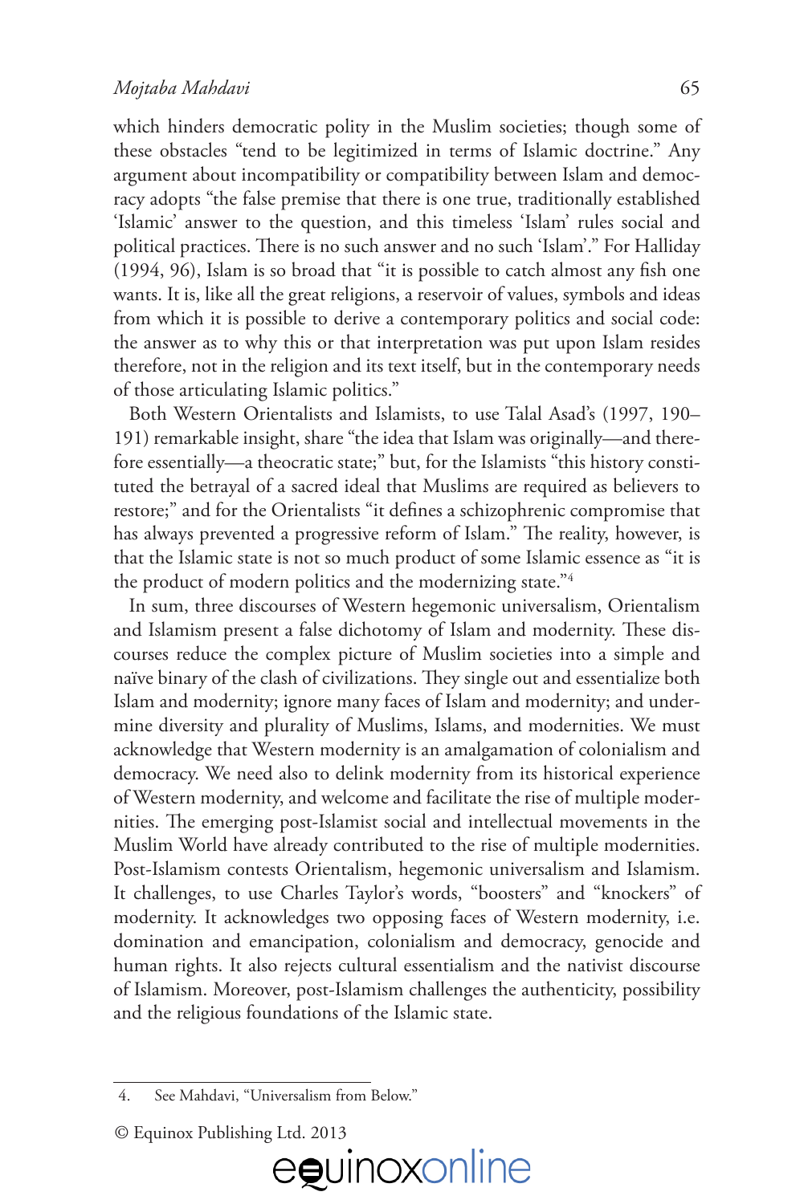which hinders democratic polity in the Muslim societies; though some of these obstacles "tend to be legitimized in terms of Islamic doctrine." Any argument about incompatibility or compatibility between Islam and democracy adopts "the false premise that there is one true, traditionally established 'Islamic' answer to the question, and this timeless 'Islam' rules social and political practices. There is no such answer and no such 'Islam'." For Halliday (1994, 96), Islam is so broad that "it is possible to catch almost any fish one wants. It is, like all the great religions, a reservoir of values, symbols and ideas from which it is possible to derive a contemporary politics and social code: the answer as to why this or that interpretation was put upon Islam resides therefore, not in the religion and its text itself, but in the contemporary needs of those articulating Islamic politics."

Both Western Orientalists and Islamists, to use Talal Asad's (1997, 190–191) remarkable insight, share "the idea that Islam was originally—and therefore essentially—a theocratic state;" but, for the Islamists "this history constituted the betrayal of a sacred ideal that Muslims are required as believers to restore;" and for the Orientalists "it defines a schizophrenic compromise that has always prevented a progressive reform of Islam." The reality, however, is that the Islamic state is not so much product of some Islamic essence as "it is the product of modern politics and the modernizing state."[4]

In sum, three discourses of Western hegemonic universalism, Orientalism and Islamism present a false dichotomy of Islam and modernity. These discourses reduce the complex picture of Muslim societies into a simple and naïve binary of the clash of civilizations. They single out and essentialize both Islam and modernity; ignore many faces of Islam and modernity; and undermine diversity and plurality of Muslims, Islams, and modernities. We must acknowledge that Western modernity is an amalgamation of colonialism and democracy. We need also to delink modernity from its historical experience of Western modernity, and welcome and facilitate the rise of multiple modernities. The emerging post-Islamist social and intellectual movements in the Muslim World have already contributed to the rise of multiple modernities. Post-Islamism contests Orientalism, hegemonic universalism and Islamism. It challenges, to use Charles Taylor's words, "boosters" and "knockers" of modernity. It acknowledges two opposing faces of Western modernity, i.e. domination and emancipation, colonialism and democracy, genocide and human rights. It also rejects cultural essentialism and the nativist discourse of Islamism. Moreover, post-Islamism challenges the authenticity, possibility and the religious foundations of the Islamic state.

---

4. See Mahdavi, "Universalism from Below."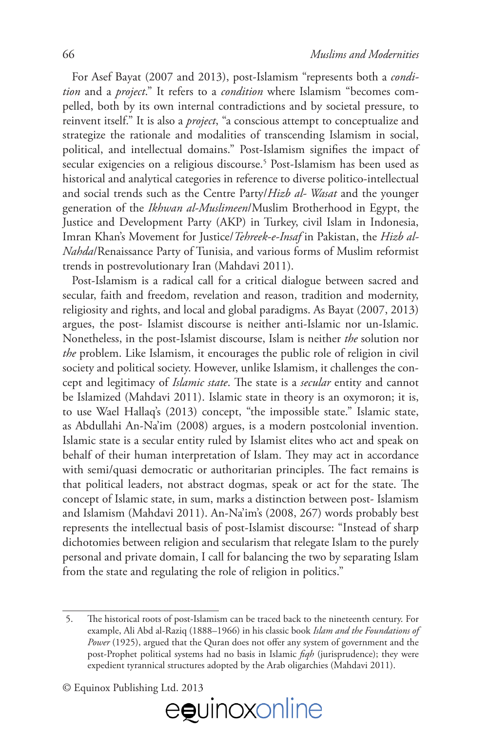For Asef Bayat (2007 and 2013), post-Islamism "represents both a *condition* and a *project*." It refers to a *condition* where Islamism "becomes compelled, both by its own internal contradictions and by societal pressure, to reinvent itself." It is also a *project*, "a conscious attempt to conceptualize and strategize the rationale and modalities of transcending Islamism in social, political, and intellectual domains." Post-Islamism signifies the impact of secular exigencies on a religious discourse.[5] Post-Islamism has been used as historical and analytical categories in reference to diverse politico-intellectual and social trends such as the Centre Party/*Hizb al- Wasat* and the younger generation of the *Ikhwan al-Muslimeen*/Muslim Brotherhood in Egypt, the Justice and Development Party (AKP) in Turkey, civil Islam in Indonesia, Imran Khan's Movement for Justice/*Tehreek-e-Insaf* in Pakistan, the *Hizb al-Nahda*/Renaissance Party of Tunisia, and various forms of Muslim reformist trends in postrevolutionary Iran (Mahdavi 2011).

Post-Islamism is a radical call for a critical dialogue between sacred and secular, faith and freedom, revelation and reason, tradition and modernity, religiosity and rights, and local and global paradigms. As Bayat (2007, 2013) argues, the post- Islamist discourse is neither anti-Islamic nor un-Islamic. Nonetheless, in the post-Islamist discourse, Islam is neither *the* solution nor *the* problem. Like Islamism, it encourages the public role of religion in civil society and political society. However, unlike Islamism, it challenges the concept and legitimacy of *Islamic state*. The state is a *secular* entity and cannot be Islamized (Mahdavi 2011). Islamic state in theory is an oxymoron; it is, to use Wael Hallaq's (2013) concept, "the impossible state." Islamic state, as Abdullahi An-Na'im (2008) argues, is a modern postcolonial invention. Islamic state is a secular entity ruled by Islamist elites who act and speak on behalf of their human interpretation of Islam. They may act in accordance with semi/quasi democratic or authoritarian principles. The fact remains is that political leaders, not abstract dogmas, speak or act for the state. The concept of Islamic state, in sum, marks a distinction between post- Islamism and Islamism (Mahdavi 2011). An-Na'im's (2008, 267) words probably best represents the intellectual basis of post-Islamist discourse: "Instead of sharp dichotomies between religion and secularism that relegate Islam to the purely personal and private domain, I call for balancing the two by separating Islam from the state and regulating the role of religion in politics."

---

5. The historical roots of post-Islamism can be traced back to the nineteenth century. For example, Ali Abd al-Raziq (1888–1966) in his classic book *Islam and the Foundations of Power* (1925), argued that the Quran does not offer any system of government and the post-Prophet political systems had no basis in Islamic *fiqh* (jurisprudence); they were expedient tyrannical structures adopted by the Arab oligarchies (Mahdavi 2011).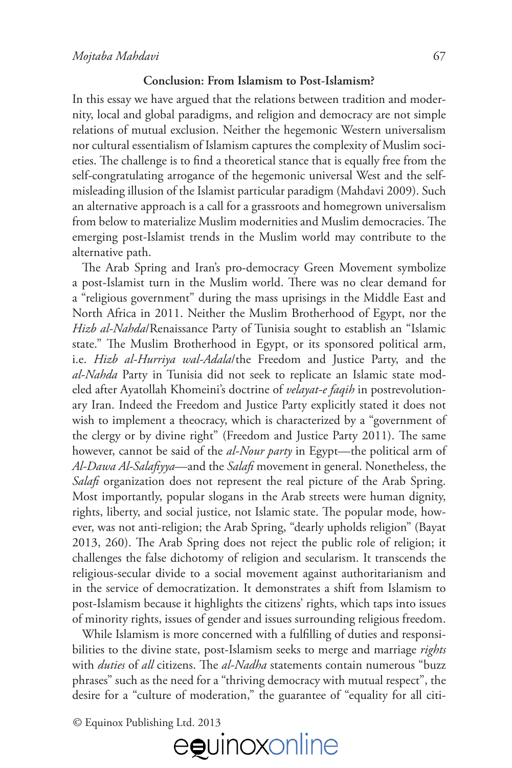## Conclusion: From Islamism to Post-Islamism?

In this essay we have argued that the relations between tradition and modernity, local and global paradigms, and religion and democracy are not simple relations of mutual exclusion. Neither the hegemonic Western universalism nor cultural essentialism of Islamism captures the complexity of Muslim societies. The challenge is to find a theoretical stance that is equally free from the self-congratulating arrogance of the hegemonic universal West and the self-misleading illusion of the Islamist particular paradigm (Mahdavi 2009). Such an alternative approach is a call for a grassroots and homegrown universalism from below to materialize Muslim modernities and Muslim democracies. The emerging post-Islamist trends in the Muslim world may contribute to the alternative path.

The Arab Spring and Iran's pro-democracy Green Movement symbolize a post-Islamist turn in the Muslim world. There was no clear demand for a "religious government" during the mass uprisings in the Middle East and North Africa in 2011. Neither the Muslim Brotherhood of Egypt, nor the *Hizb al-Nahda*/Renaissance Party of Tunisia sought to establish an "Islamic state." The Muslim Brotherhood in Egypt, or its sponsored political arm, i.e. *Hizb al-Hurriya wal-Adala*/the Freedom and Justice Party, and the *al-Nahda* Party in Tunisia did not seek to replicate an Islamic state modeled after Ayatollah Khomeini's doctrine of *velayat-e faqih* in postrevolutionary Iran. Indeed the Freedom and Justice Party explicitly stated it does not wish to implement a theocracy, which is characterized by a "government of the clergy or by divine right" (Freedom and Justice Party 2011). The same however, cannot be said of the *al-Nour party* in Egypt—the political arm of *Al-Dawa Al-Salafiyya*—and the *Salafi* movement in general. Nonetheless, the *Salafi* organization does not represent the real picture of the Arab Spring. Most importantly, popular slogans in the Arab streets were human dignity, rights, liberty, and social justice, not Islamic state. The popular mode, however, was not anti-religion; the Arab Spring, "dearly upholds religion" (Bayat 2013, 260). The Arab Spring does not reject the public role of religion; it challenges the false dichotomy of religion and secularism. It transcends the religious-secular divide to a social movement against authoritarianism and in the service of democratization. It demonstrates a shift from Islamism to post-Islamism because it highlights the citizens' rights, which taps into issues of minority rights, issues of gender and issues surrounding religious freedom.

While Islamism is more concerned with a fulfilling of duties and responsibilities to the divine state, post-Islamism seeks to merge and marriage *rights* with *duties* of *all* citizens. The *al-Nadha* statements contain numerous "buzz phrases" such as the need for a "thriving democracy with mutual respect", the desire for a "culture of moderation," the guarantee of "equality for all citi-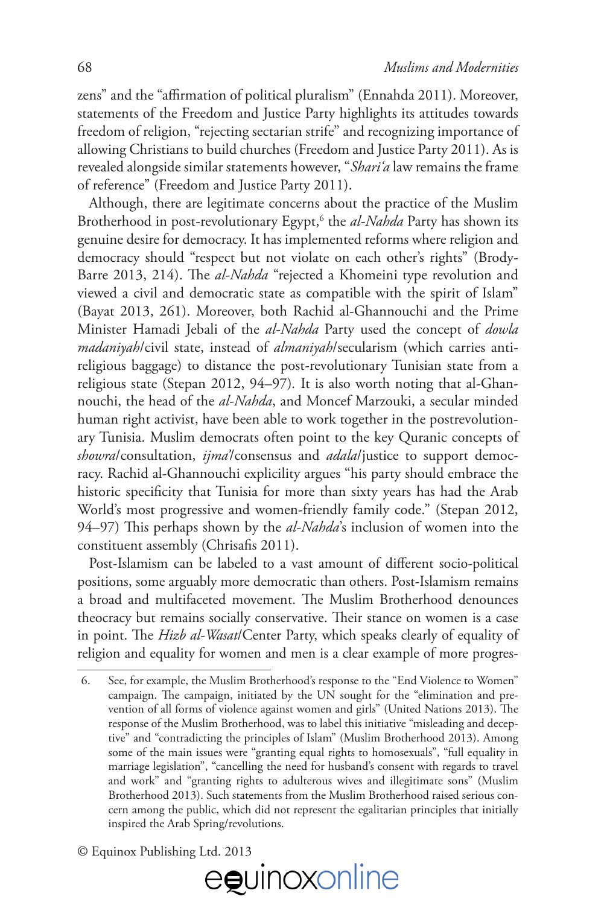zens" and the "affirmation of political pluralism" (Ennahda 2011). Moreover, statements of the Freedom and Justice Party highlights its attitudes towards freedom of religion, "rejecting sectarian strife" and recognizing importance of allowing Christians to build churches (Freedom and Justice Party 2011). As is revealed alongside similar statements however, "*Shari'a* law remains the frame of reference" (Freedom and Justice Party 2011).

Although, there are legitimate concerns about the practice of the Muslim Brotherhood in post-revolutionary Egypt,[6] the *al-Nahda* Party has shown its genuine desire for democracy. It has implemented reforms where religion and democracy should "respect but not violate on each other's rights" (Brody-Barre 2013, 214). The *al-Nahda* "rejected a Khomeini type revolution and viewed a civil and democratic state as compatible with the spirit of Islam" (Bayat 2013, 261). Moreover, both Rachid al-Ghannouchi and the Prime Minister Hamadi Jebali of the *al-Nahda* Party used the concept of *dowla madaniyah*/civil state, instead of *almaniyah*/secularism (which carries anti-religious baggage) to distance the post-revolutionary Tunisian state from a religious state (Stepan 2012, 94–97). It is also worth noting that al-Ghannouchi, the head of the *al-Nahda*, and Moncef Marzouki, a secular minded human right activist, have been able to work together in the postrevolutionary Tunisia. Muslim democrats often point to the key Quranic concepts of *showra*/consultation, *ijma'*/consensus and *adala*/justice to support democracy. Rachid al-Ghannouchi explicility argues "his party should embrace the historic specificity that Tunisia for more than sixty years has had the Arab World's most progressive and women-friendly family code." (Stepan 2012, 94–97) This perhaps shown by the *al-Nahda*'s inclusion of women into the constituent assembly (Chrisafis 2011).

Post-Islamism can be labeled to a vast amount of different socio-political positions, some arguably more democratic than others. Post-Islamism remains a broad and multifaceted movement. The Muslim Brotherhood denounces theocracy but remains socially conservative. Their stance on women is a case in point. The *Hizb al-Wasat*/Center Party, which speaks clearly of equality of religion and equality for women and men is a clear example of more progres-

6. See, for example, the Muslim Brotherhood's response to the "End Violence to Women" campaign. The campaign, initiated by the UN sought for the "elimination and prevention of all forms of violence against women and girls" (United Nations 2013). The response of the Muslim Brotherhood, was to label this initiative "misleading and deceptive" and "contradicting the principles of Islam" (Muslim Brotherhood 2013). Among some of the main issues were "granting equal rights to homosexuals", "full equality in marriage legislation", "cancelling the need for husband's consent with regards to travel and work" and "granting rights to adulterous wives and illegitimate sons" (Muslim Brotherhood 2013). Such statements from the Muslim Brotherhood raised serious concern among the public, which did not represent the egalitarian principles that initially inspired the Arab Spring/revolutions.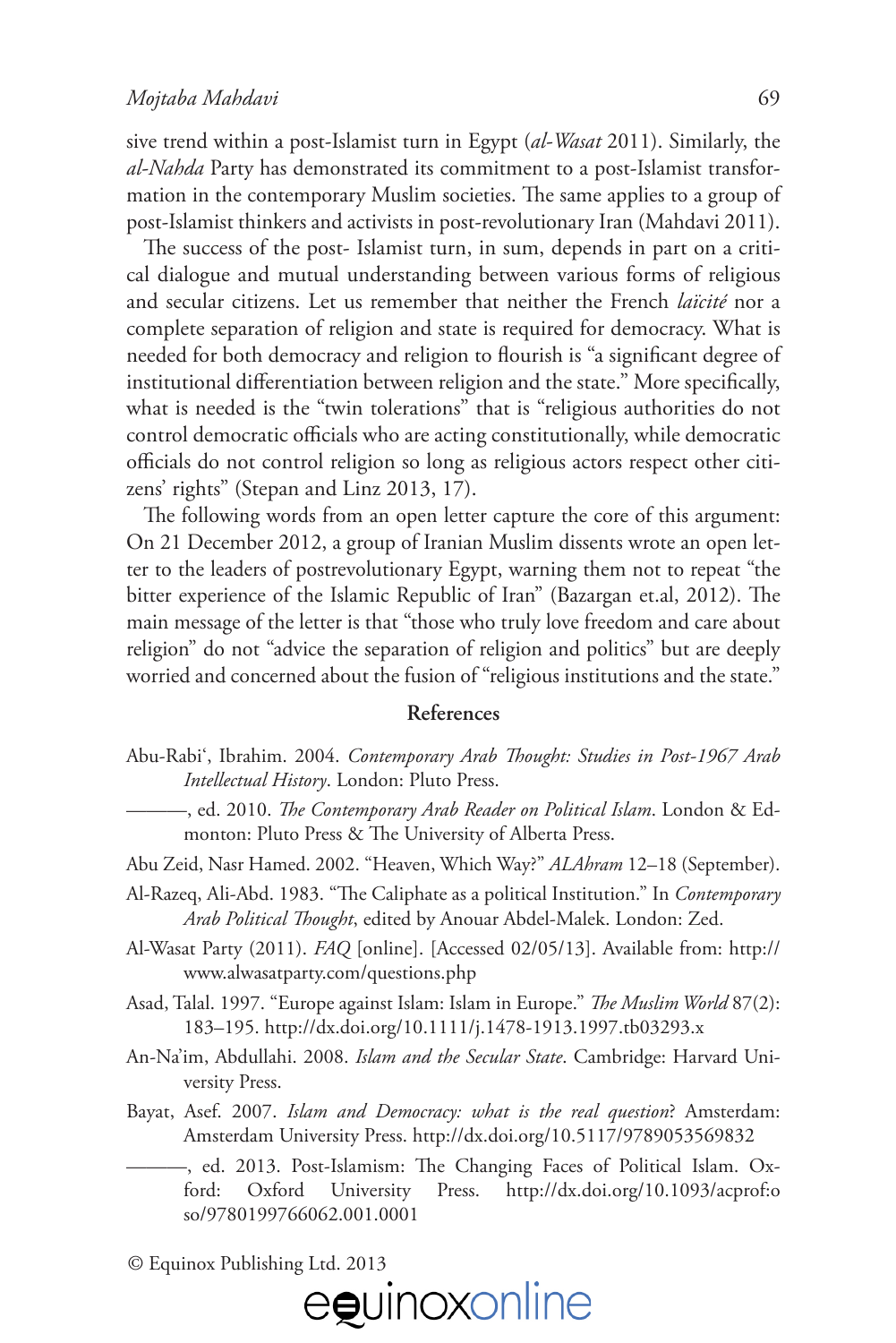sive trend within a post-Islamist turn in Egypt (*al-Wasat* 2011). Similarly, the *al-Nahda* Party has demonstrated its commitment to a post-Islamist transformation in the contemporary Muslim societies. The same applies to a group of post-Islamist thinkers and activists in post-revolutionary Iran (Mahdavi 2011).

The success of the post- Islamist turn, in sum, depends in part on a critical dialogue and mutual understanding between various forms of religious and secular citizens. Let us remember that neither the French *laïcité* nor a complete separation of religion and state is required for democracy. What is needed for both democracy and religion to flourish is "a significant degree of institutional differentiation between religion and the state." More specifically, what is needed is the "twin tolerations" that is "religious authorities do not control democratic officials who are acting constitutionally, while democratic officials do not control religion so long as religious actors respect other citizens' rights" (Stepan and Linz 2013, 17).

The following words from an open letter capture the core of this argument: On 21 December 2012, a group of Iranian Muslim dissents wrote an open letter to the leaders of postrevolutionary Egypt, warning them not to repeat "the bitter experience of the Islamic Republic of Iran" (Bazargan et.al, 2012). The main message of the letter is that "those who truly love freedom and care about religion" do not "advice the separation of religion and politics" but are deeply worried and concerned about the fusion of "religious institutions and the state."

## References

Abu-Rabi', Ibrahim. 2004. *Contemporary Arab Thought: Studies in Post-1967 Arab Intellectual History*. London: Pluto Press.

———, ed. 2010. *The Contemporary Arab Reader on Political Islam*. London & Edmonton: Pluto Press & The University of Alberta Press.

Abu Zeid, Nasr Hamed. 2002. "Heaven, Which Way?" *ALAhram* 12–18 (September).

Al-Razeq, Ali-Abd. 1983. "The Caliphate as a political Institution." In *Contemporary Arab Political Thought*, edited by Anouar Abdel-Malek. London: Zed.

Al-Wasat Party (2011). *FAQ* [online]. [Accessed 02/05/13]. Available from: http://www.alwasatparty.com/questions.php

Asad, Talal. 1997. "Europe against Islam: Islam in Europe." *The Muslim World* 87(2): 183–195. http://dx.doi.org/10.1111/j.1478-1913.1997.tb03293.x

An-Na'im, Abdullahi. 2008. *Islam and the Secular State*. Cambridge: Harvard University Press.

Bayat, Asef. 2007. *Islam and Democracy: what is the real question*? Amsterdam: Amsterdam University Press. http://dx.doi.org/10.5117/9789053569832

———, ed. 2013. Post-Islamism: The Changing Faces of Political Islam. Oxford: Oxford University Press. http://dx.doi.org/10.1093/acprof:oso/9780199766062.001.0001

© Equinox Publishing Ltd. 2013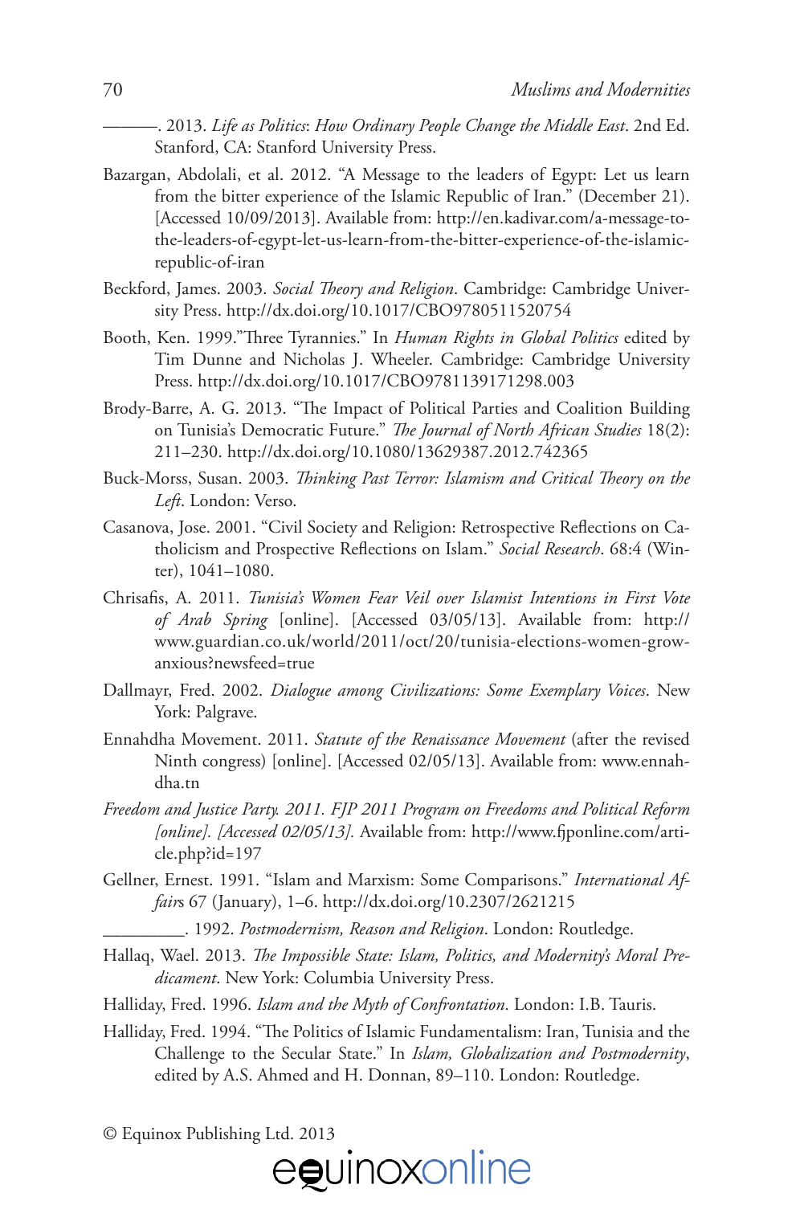———. 2013. *Life as Politics*: *How Ordinary People Change the Middle East*. 2nd Ed. Stanford, CA: Stanford University Press.

Bazargan, Abdolali, et al. 2012. "A Message to the leaders of Egypt: Let us learn from the bitter experience of the Islamic Republic of Iran." (December 21). [Accessed 10/09/2013]. Available from: http://en.kadivar.com/a-message-to-the-leaders-of-egypt-let-us-learn-from-the-bitter-experience-of-the-islamic-republic-of-iran

Beckford, James. 2003. *Social Theory and Religion*. Cambridge: Cambridge University Press. http://dx.doi.org/10.1017/CBO9780511520754

Booth, Ken. 1999."Three Tyrannies." In *Human Rights in Global Politics* edited by Tim Dunne and Nicholas J. Wheeler. Cambridge: Cambridge University Press. http://dx.doi.org/10.1017/CBO9781139171298.003

Brody-Barre, A. G. 2013. "The Impact of Political Parties and Coalition Building on Tunisia's Democratic Future." *The Journal of North African Studies* 18(2): 211–230. http://dx.doi.org/10.1080/13629387.2012.742365

Buck-Morss, Susan. 2003. *Thinking Past Terror: Islamism and Critical Theory on the Left*. London: Verso.

Casanova, Jose. 2001. "Civil Society and Religion: Retrospective Reflections on Catholicism and Prospective Reflections on Islam." *Social Research*. 68:4 (Winter), 1041–1080.

Chrisafis, A. 2011. *Tunisia's Women Fear Veil over Islamist Intentions in First Vote of Arab Spring* [online]. [Accessed 03/05/13]. Available from: http://www.guardian.co.uk/world/2011/oct/20/tunisia-elections-women-grow-anxious?newsfeed=true

Dallmayr, Fred. 2002. *Dialogue among Civilizations: Some Exemplary Voices*. New York: Palgrave.

Ennahdha Movement. 2011. *Statute of the Renaissance Movement* (after the revised Ninth congress) [online]. [Accessed 02/05/13]. Available from: www.ennahdha.tn

*Freedom and Justice Party. 2011. FJP 2011 Program on Freedoms and Political Reform [online]. [Accessed 02/05/13].* Available from: http://www.fjponline.com/article.php?id=197

Gellner, Ernest. 1991. "Islam and Marxism: Some Comparisons." *International Affairs* 67 (January), 1–6. http://dx.doi.org/10.2307/2621215

_________. 1992. *Postmodernism, Reason and Religion*. London: Routledge.

Hallaq, Wael. 2013. *The Impossible State: Islam, Politics, and Modernity's Moral Predicament*. New York: Columbia University Press.

Halliday, Fred. 1996. *Islam and the Myth of Confrontation*. London: I.B. Tauris.

Halliday, Fred. 1994. "The Politics of Islamic Fundamentalism: Iran, Tunisia and the Challenge to the Secular State." In *Islam, Globalization and Postmodernity*, edited by A.S. Ahmed and H. Donnan, 89–110. London: Routledge.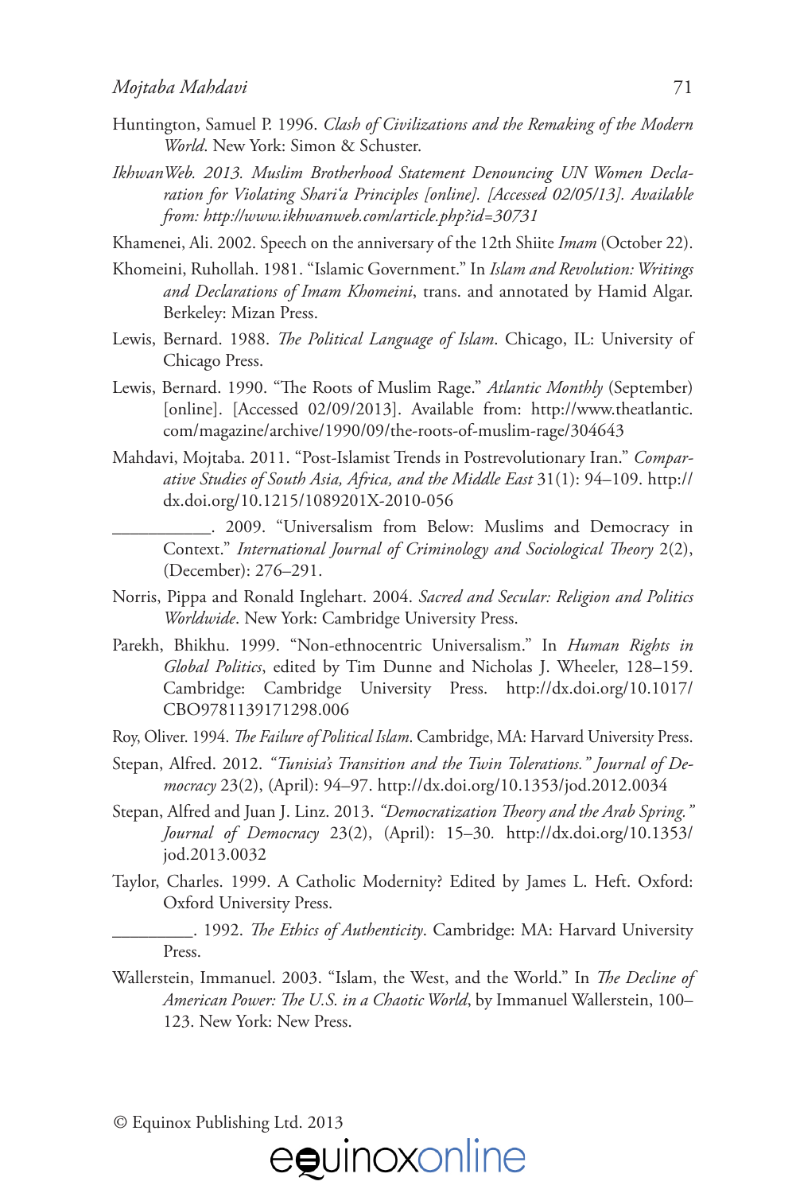Huntington, Samuel P. 1996. *Clash of Civilizations and the Remaking of the Modern World*. New York: Simon & Schuster.

*IkhwanWeb. 2013. Muslim Brotherhood Statement Denouncing UN Women Declaration for Violating Shari'a Principles [online]. [Accessed 02/05/13]. Available from: http://www.ikhwanweb.com/article.php?id=30731*

Khamenei, Ali. 2002. Speech on the anniversary of the 12th Shiite *Imam* (October 22).

Khomeini, Ruhollah. 1981. "Islamic Government." In *Islam and Revolution: Writings and Declarations of Imam Khomeini*, trans. and annotated by Hamid Algar. Berkeley: Mizan Press.

Lewis, Bernard. 1988. *The Political Language of Islam*. Chicago, IL: University of Chicago Press.

Lewis, Bernard. 1990. "The Roots of Muslim Rage." *Atlantic Monthly* (September) [online]. [Accessed 02/09/2013]. Available from: http://www.theatlantic.com/magazine/archive/1990/09/the-roots-of-muslim-rage/304643

Mahdavi, Mojtaba. 2011. "Post-Islamist Trends in Postrevolutionary Iran." *Comparative Studies of South Asia, Africa, and the Middle East* 31(1): 94–109. http://dx.doi.org/10.1215/1089201X-2010-056

___________. 2009. "Universalism from Below: Muslims and Democracy in Context." *International Journal of Criminology and Sociological Theory* 2(2), (December): 276–291.

Norris, Pippa and Ronald Inglehart. 2004. *Sacred and Secular: Religion and Politics Worldwide*. New York: Cambridge University Press.

Parekh, Bhikhu. 1999. "Non-ethnocentric Universalism." In *Human Rights in Global Politics*, edited by Tim Dunne and Nicholas J. Wheeler, 128–159. Cambridge: Cambridge University Press. http://dx.doi.org/10.1017/CBO9781139171298.006

Roy, Oliver. 1994. *The Failure of Political Islam*. Cambridge, MA: Harvard University Press.

Stepan, Alfred. 2012. *"Tunisia's Transition and the Twin Tolerations." Journal of Democracy* 23(2), (April): 94–97. http://dx.doi.org/10.1353/jod.2012.0034

Stepan, Alfred and Juan J. Linz. 2013. *"Democratization Theory and the Arab Spring." Journal of Democracy* 23(2), (April): 15–30. http://dx.doi.org/10.1353/jod.2013.0032

Taylor, Charles. 1999. A Catholic Modernity? Edited by James L. Heft. Oxford: Oxford University Press.

_________. 1992. *The Ethics of Authenticity*. Cambridge: MA: Harvard University Press.

Wallerstein, Immanuel. 2003. "Islam, the West, and the World." In *The Decline of American Power: The U.S. in a Chaotic World*, by Immanuel Wallerstein, 100–123. New York: New Press.

© Equinox Publishing Ltd. 2013